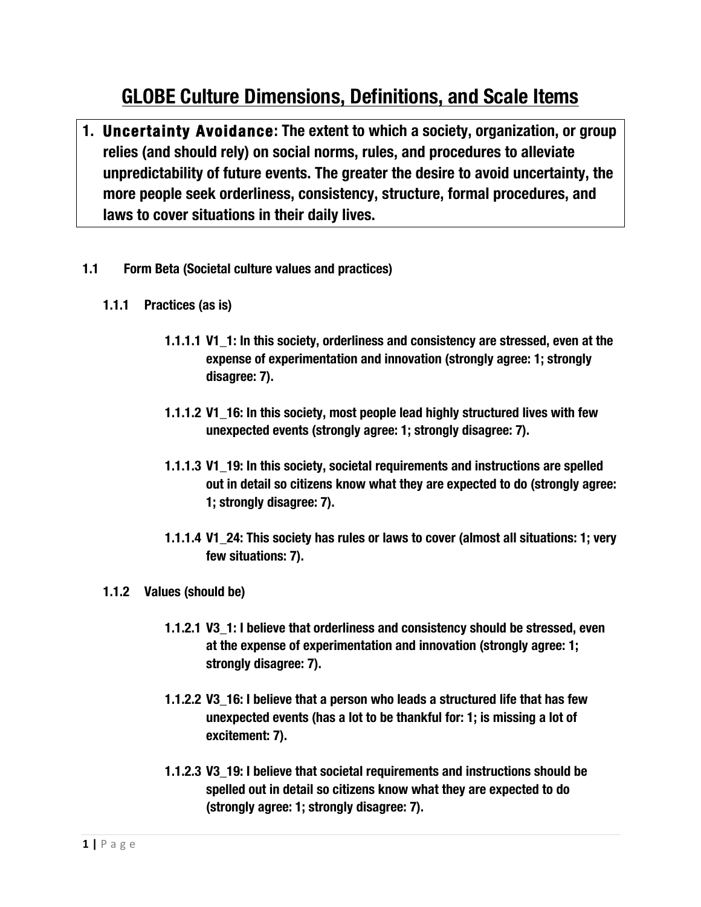# GLOBE Culture Dimensions, Definitions, and Scale Items

**1. Uncertainty Avoidance: The extent to which a society, organization, or group relies (and should rely) on social norms, rules, and procedures to alleviate unpredictability of future events. The greater the desire to avoid uncertainty, the more people seek orderliness, consistency, structure, formal procedures, and laws to cover situations in their daily lives.**

## 1.1 Form Beta (Societal culture values and practices)

### 1.1.1 Practices (as is)

**1.1.1.1 V1_1: In this society, orderliness and consistency are stressed, even at the expense of experimentation and innovation (strongly agree: 1; strongly disagree: 7).**

**1.1.1.2 V1_16: In this society, most people lead highly structured lives with few unexpected events (strongly agree: 1; strongly disagree: 7).**

**1.1.1.3 V1_19: In this society, societal requirements and instructions are spelled out in detail so citizens know what they are expected to do (strongly agree: 1; strongly disagree: 7).**

**1.1.1.4 V1_24: This society has rules or laws to cover (almost all situations: 1; very few situations: 7).**

### 1.1.2 Values (should be)

**1.1.2.1 V3_1: I believe that orderliness and consistency should be stressed, even at the expense of experimentation and innovation (strongly agree: 1; strongly disagree: 7).**

**1.1.2.2 V3_16: I believe that a person who leads a structured life that has few unexpected events (has a lot to be thankful for: 1; is missing a lot of excitement: 7).**

**1.1.2.3 V3_19: I believe that societal requirements and instructions should be spelled out in detail so citizens know what they are expected to do (strongly agree: 1; strongly disagree: 7).**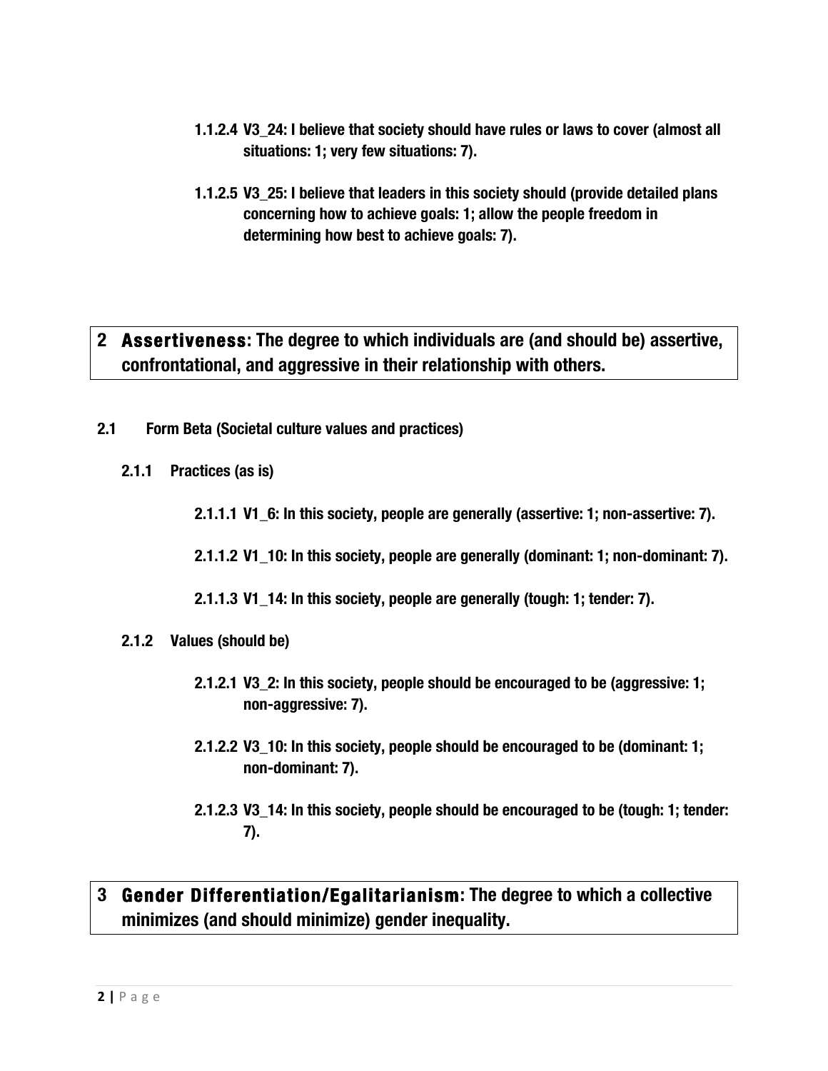**1.1.2.4 V3_24: I believe that society should have rules or laws to cover (almost all situations: 1; very few situations: 7).**

**1.1.2.5 V3_25: I believe that leaders in this society should (provide detailed plans concerning how to achieve goals: 1; allow the people freedom in determining how best to achieve goals: 7).**

# 2 Assertiveness: The degree to which individuals are (and should be) assertive, confrontational, and aggressive in their relationship with others.

## 2.1 Form Beta (Societal culture values and practices)

### 2.1.1 Practices (as is)

**2.1.1.1 V1_6: In this society, people are generally (assertive: 1; non-assertive: 7).**

**2.1.1.2 V1_10: In this society, people are generally (dominant: 1; non-dominant: 7).**

**2.1.1.3 V1_14: In this society, people are generally (tough: 1; tender: 7).**

### 2.1.2 Values (should be)

**2.1.2.1 V3_2: In this society, people should be encouraged to be (aggressive: 1; non-aggressive: 7).**

**2.1.2.2 V3_10: In this society, people should be encouraged to be (dominant: 1; non-dominant: 7).**

**2.1.2.3 V3_14: In this society, people should be encouraged to be (tough: 1; tender: 7).**

# 3 Gender Differentiation/Egalitarianism: The degree to which a collective minimizes (and should minimize) gender inequality.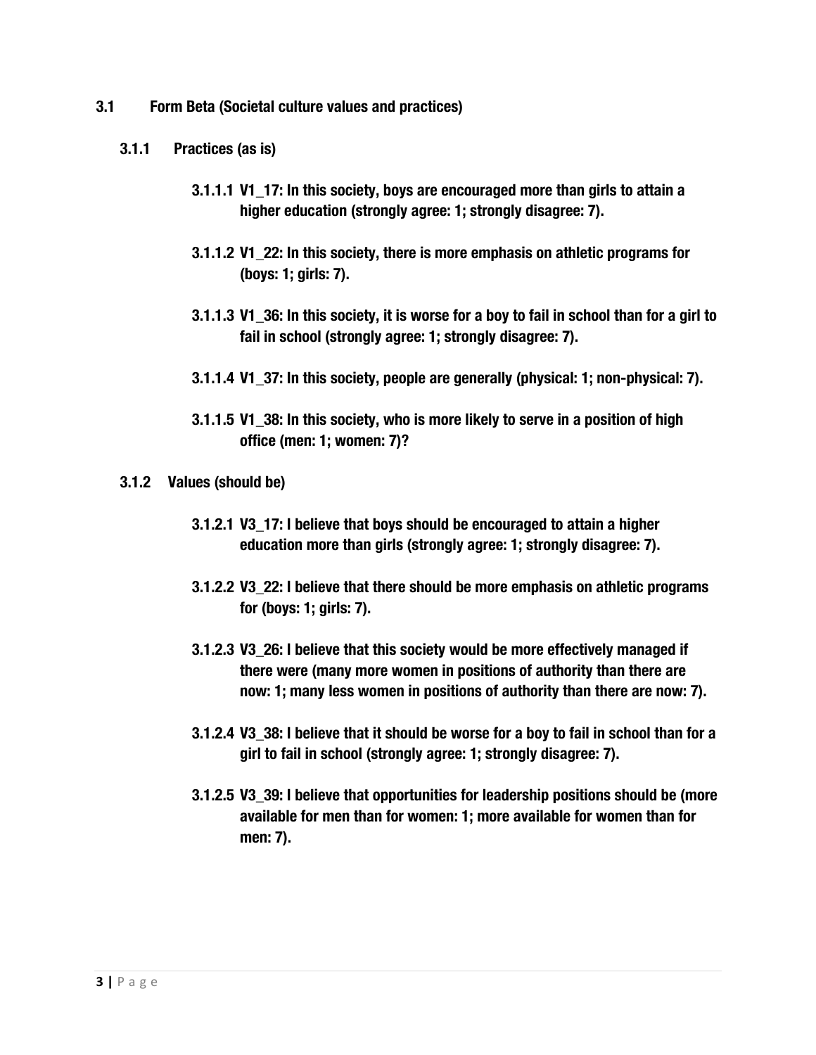## 3.1 Form Beta (Societal culture values and practices)

### 3.1.1 Practices (as is)

#### 3.1.1.1 V1_17: In this society, boys are encouraged more than girls to attain a higher education (strongly agree: 1; strongly disagree: 7).

#### 3.1.1.2 V1_22: In this society, there is more emphasis on athletic programs for (boys: 1; girls: 7).

#### 3.1.1.3 V1_36: In this society, it is worse for a boy to fail in school than for a girl to fail in school (strongly agree: 1; strongly disagree: 7).

#### 3.1.1.4 V1_37: In this society, people are generally (physical: 1; non-physical: 7).

#### 3.1.1.5 V1_38: In this society, who is more likely to serve in a position of high office (men: 1; women: 7)?

### 3.1.2 Values (should be)

#### 3.1.2.1 V3_17: I believe that boys should be encouraged to attain a higher education more than girls (strongly agree: 1; strongly disagree: 7).

#### 3.1.2.2 V3_22: I believe that there should be more emphasis on athletic programs for (boys: 1; girls: 7).

#### 3.1.2.3 V3_26: I believe that this society would be more effectively managed if there were (many more women in positions of authority than there are now: 1; many less women in positions of authority than there are now: 7).

#### 3.1.2.4 V3_38: I believe that it should be worse for a boy to fail in school than for a girl to fail in school (strongly agree: 1; strongly disagree: 7).

#### 3.1.2.5 V3_39: I believe that opportunities for leadership positions should be (more available for men than for women: 1; more available for women than for men: 7).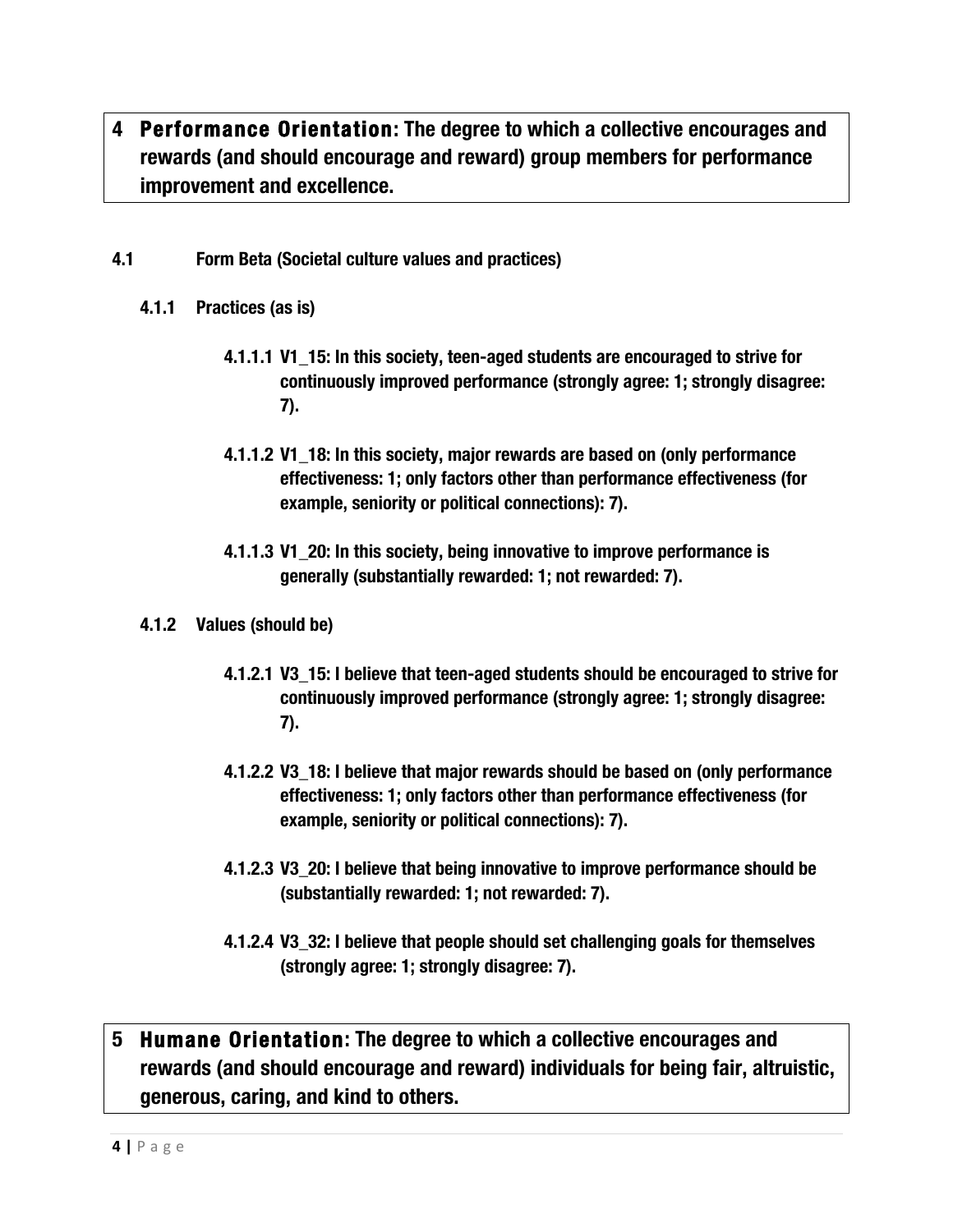# 4 **Performance Orientation: The degree to which a collective encourages and rewards (and should encourage and reward) group members for performance improvement and excellence.**

## 4.1 Form Beta (Societal culture values and practices)

### 4.1.1 Practices (as is)

#### 4.1.1.1 V1_15: In this society, teen-aged students are encouraged to strive for continuously improved performance (strongly agree: 1; strongly disagree: 7).

#### 4.1.1.2 V1_18: In this society, major rewards are based on (only performance effectiveness: 1; only factors other than performance effectiveness (for example, seniority or political connections): 7).

#### 4.1.1.3 V1_20: In this society, being innovative to improve performance is generally (substantially rewarded: 1; not rewarded: 7).

### 4.1.2 Values (should be)

#### 4.1.2.1 V3_15: I believe that teen-aged students should be encouraged to strive for continuously improved performance (strongly agree: 1; strongly disagree: 7).

#### 4.1.2.2 V3_18: I believe that major rewards should be based on (only performance effectiveness: 1; only factors other than performance effectiveness (for example, seniority or political connections): 7).

#### 4.1.2.3 V3_20: I believe that being innovative to improve performance should be (substantially rewarded: 1; not rewarded: 7).

#### 4.1.2.4 V3_32: I believe that people should set challenging goals for themselves (strongly agree: 1; strongly disagree: 7).

# 5 **Humane Orientation: The degree to which a collective encourages and rewards (and should encourage and reward) individuals for being fair, altruistic, generous, caring, and kind to others.**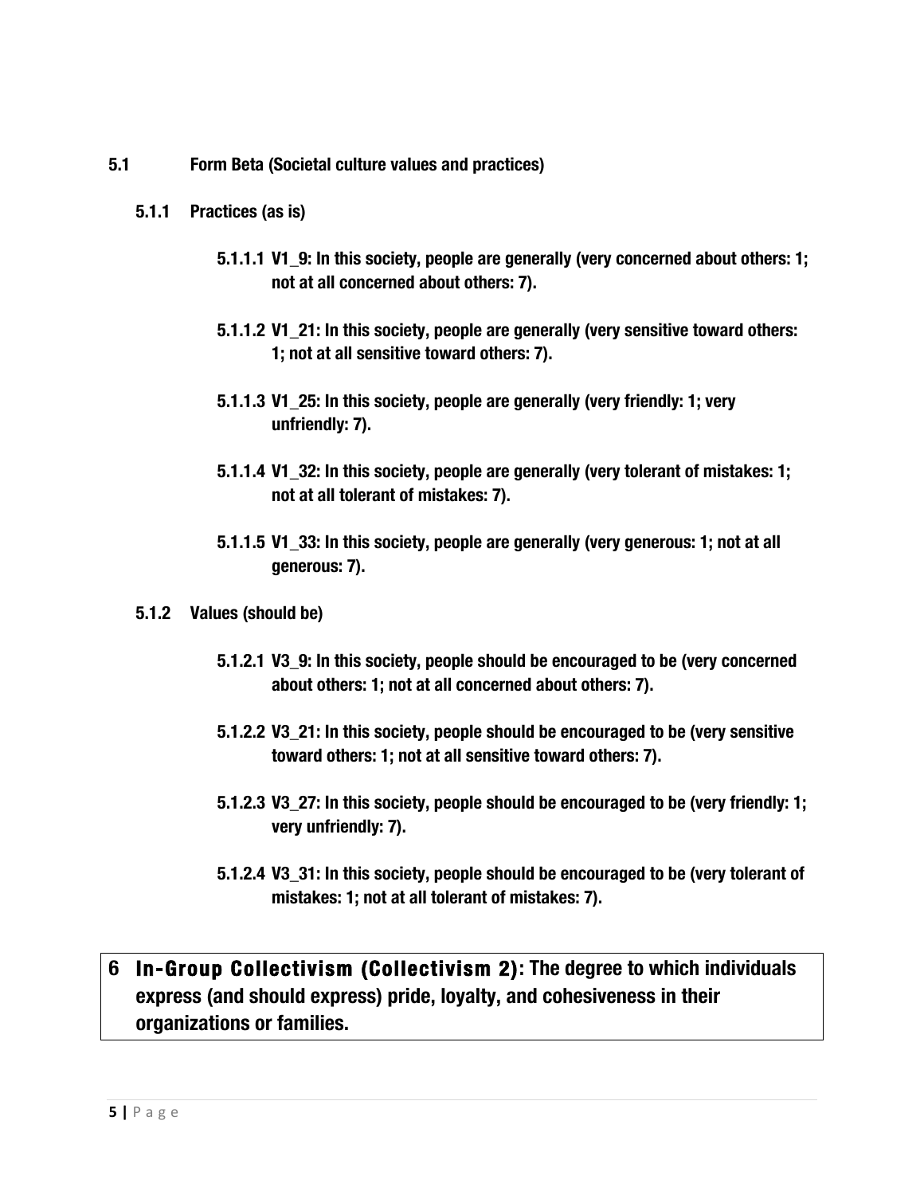### 5.1 Form Beta (Societal culture values and practices)

#### 5.1.1 Practices (as is)

**5.1.1.1 V1_9: In this society, people are generally (very concerned about others: 1; not at all concerned about others: 7).**

**5.1.1.2 V1_21: In this society, people are generally (very sensitive toward others: 1; not at all sensitive toward others: 7).**

**5.1.1.3 V1_25: In this society, people are generally (very friendly: 1; very unfriendly: 7).**

**5.1.1.4 V1_32: In this society, people are generally (very tolerant of mistakes: 1; not at all tolerant of mistakes: 7).**

**5.1.1.5 V1_33: In this society, people are generally (very generous: 1; not at all generous: 7).**

#### 5.1.2 Values (should be)

**5.1.2.1 V3_9: In this society, people should be encouraged to be (very concerned about others: 1; not at all concerned about others: 7).**

**5.1.2.2 V3_21: In this society, people should be encouraged to be (very sensitive toward others: 1; not at all sensitive toward others: 7).**

**5.1.2.3 V3_27: In this society, people should be encouraged to be (very friendly: 1; very unfriendly: 7).**

**5.1.2.4 V3_31: In this society, people should be encouraged to be (very tolerant of mistakes: 1; not at all tolerant of mistakes: 7).**

# 6 In-Group Collectivism (Collectivism 2): The degree to which individuals express (and should express) pride, loyalty, and cohesiveness in their organizations or families.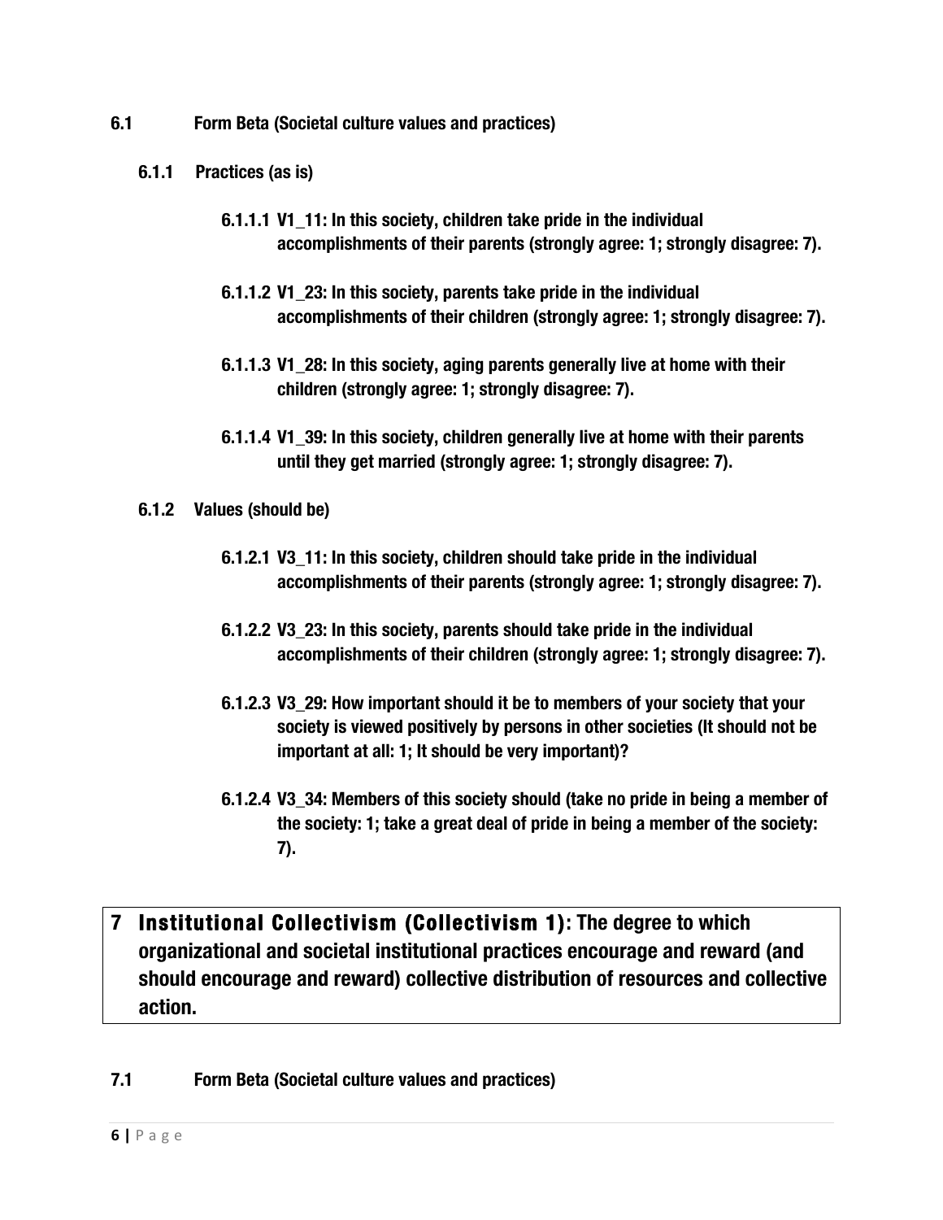## 6.1 Form Beta (Societal culture values and practices)

### 6.1.1 Practices (as is)

#### 6.1.1.1 V1_11: In this society, children take pride in the individual accomplishments of their parents (strongly agree: 1; strongly disagree: 7).

#### 6.1.1.2 V1_23: In this society, parents take pride in the individual accomplishments of their children (strongly agree: 1; strongly disagree: 7).

#### 6.1.1.3 V1_28: In this society, aging parents generally live at home with their children (strongly agree: 1; strongly disagree: 7).

#### 6.1.1.4 V1_39: In this society, children generally live at home with their parents until they get married (strongly agree: 1; strongly disagree: 7).

### 6.1.2 Values (should be)

#### 6.1.2.1 V3_11: In this society, children should take pride in the individual accomplishments of their parents (strongly agree: 1; strongly disagree: 7).

#### 6.1.2.2 V3_23: In this society, parents should take pride in the individual accomplishments of their children (strongly agree: 1; strongly disagree: 7).

#### 6.1.2.3 V3_29: How important should it be to members of your society that your society is viewed positively by persons in other societies (It should not be important at all: 1; It should be very important)?

#### 6.1.2.4 V3_34: Members of this society should (take no pride in being a member of the society: 1; take a great deal of pride in being a member of the society: 7).

# 7 Institutional Collectivism (Collectivism 1): The degree to which organizational and societal institutional practices encourage and reward (and should encourage and reward) collective distribution of resources and collective action.

## 7.1 Form Beta (Societal culture values and practices)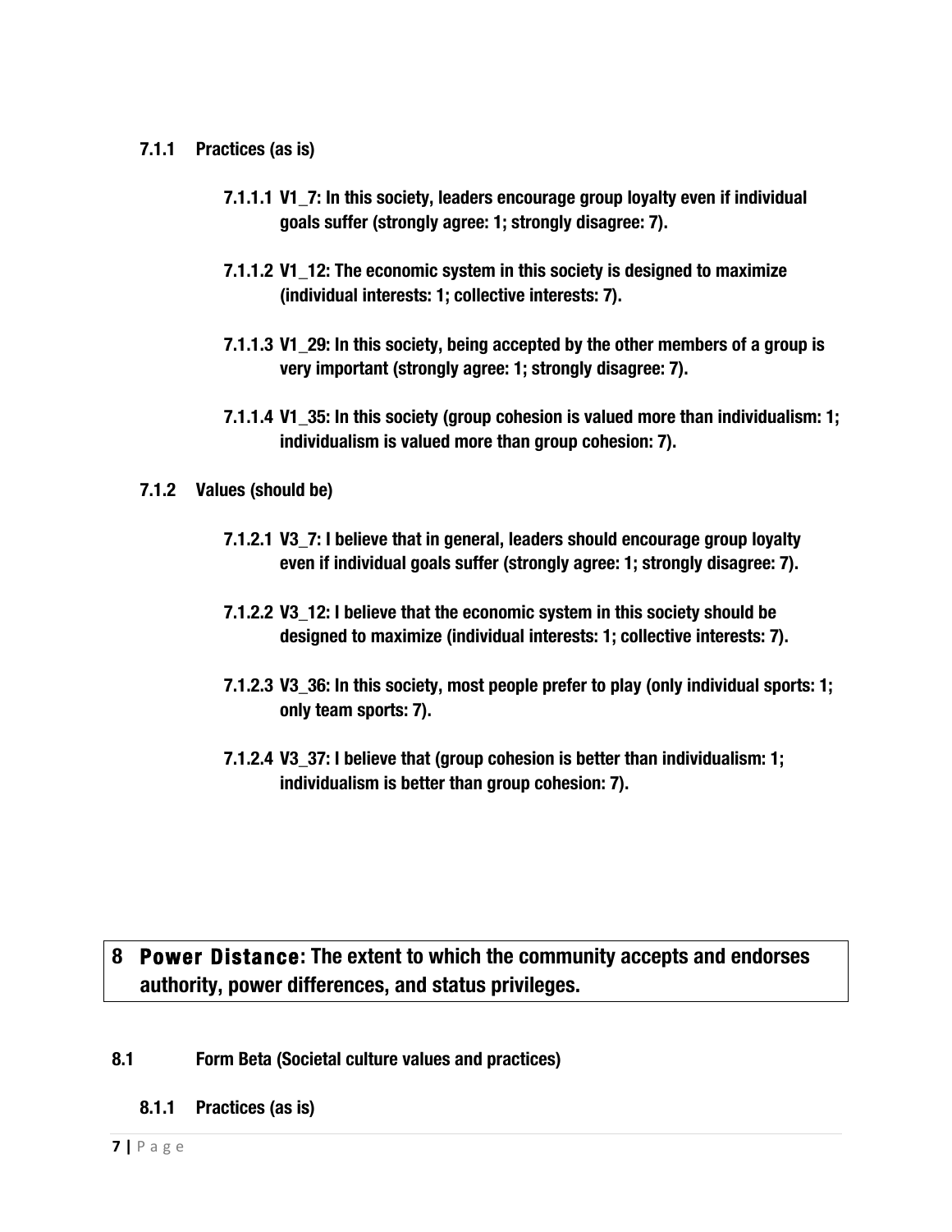#### 7.1.1 Practices (as is)

##### 7.1.1.1 V1_7: In this society, leaders encourage group loyalty even if individual goals suffer (strongly agree: 1; strongly disagree: 7).

##### 7.1.1.2 V1_12: The economic system in this society is designed to maximize (individual interests: 1; collective interests: 7).

##### 7.1.1.3 V1_29: In this society, being accepted by the other members of a group is very important (strongly agree: 1; strongly disagree: 7).

##### 7.1.1.4 V1_35: In this society (group cohesion is valued more than individualism: 1; individualism is valued more than group cohesion: 7).

#### 7.1.2 Values (should be)

##### 7.1.2.1 V3_7: I believe that in general, leaders should encourage group loyalty even if individual goals suffer (strongly agree: 1; strongly disagree: 7).

##### 7.1.2.2 V3_12: I believe that the economic system in this society should be designed to maximize (individual interests: 1; collective interests: 7).

##### 7.1.2.3 V3_36: In this society, most people prefer to play (only individual sports: 1; only team sports: 7).

##### 7.1.2.4 V3_37: I believe that (group cohesion is better than individualism: 1; individualism is better than group cohesion: 7).

# 8 Power Distance: The extent to which the community accepts and endorses authority, power differences, and status privileges.

### 8.1 Form Beta (Societal culture values and practices)

#### 8.1.1 Practices (as is)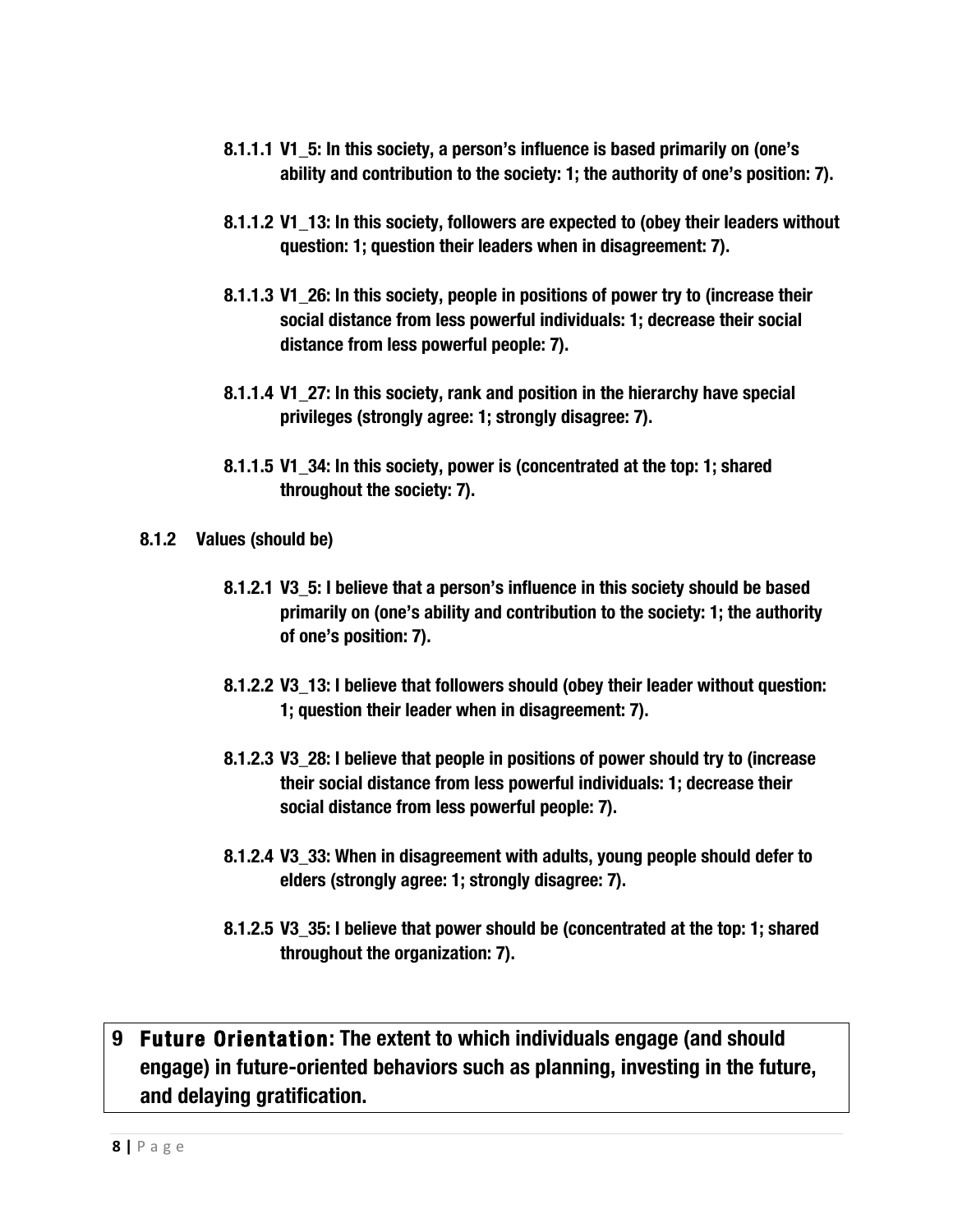**8.1.1.1 V1_5: In this society, a person's influence is based primarily on (one's ability and contribution to the society: 1; the authority of one's position: 7).**

**8.1.1.2 V1_13: In this society, followers are expected to (obey their leaders without question: 1; question their leaders when in disagreement: 7).**

**8.1.1.3 V1_26: In this society, people in positions of power try to (increase their social distance from less powerful individuals: 1; decrease their social distance from less powerful people: 7).**

**8.1.1.4 V1_27: In this society, rank and position in the hierarchy have special privileges (strongly agree: 1; strongly disagree: 7).**

**8.1.1.5 V1_34: In this society, power is (concentrated at the top: 1; shared throughout the society: 7).**

### 8.1.2 Values (should be)

**8.1.2.1 V3_5: I believe that a person's influence in this society should be based primarily on (one's ability and contribution to the society: 1; the authority of one's position: 7).**

**8.1.2.2 V3_13: I believe that followers should (obey their leader without question: 1; question their leader when in disagreement: 7).**

**8.1.2.3 V3_28: I believe that people in positions of power should try to (increase their social distance from less powerful individuals: 1; decrease their social distance from less powerful people: 7).**

**8.1.2.4 V3_33: When in disagreement with adults, young people should defer to elders (strongly agree: 1; strongly disagree: 7).**

**8.1.2.5 V3_35: I believe that power should be (concentrated at the top: 1; shared throughout the organization: 7).**

# 9 Future Orientation: The extent to which individuals engage (and should engage) in future-oriented behaviors such as planning, investing in the future, and delaying gratification.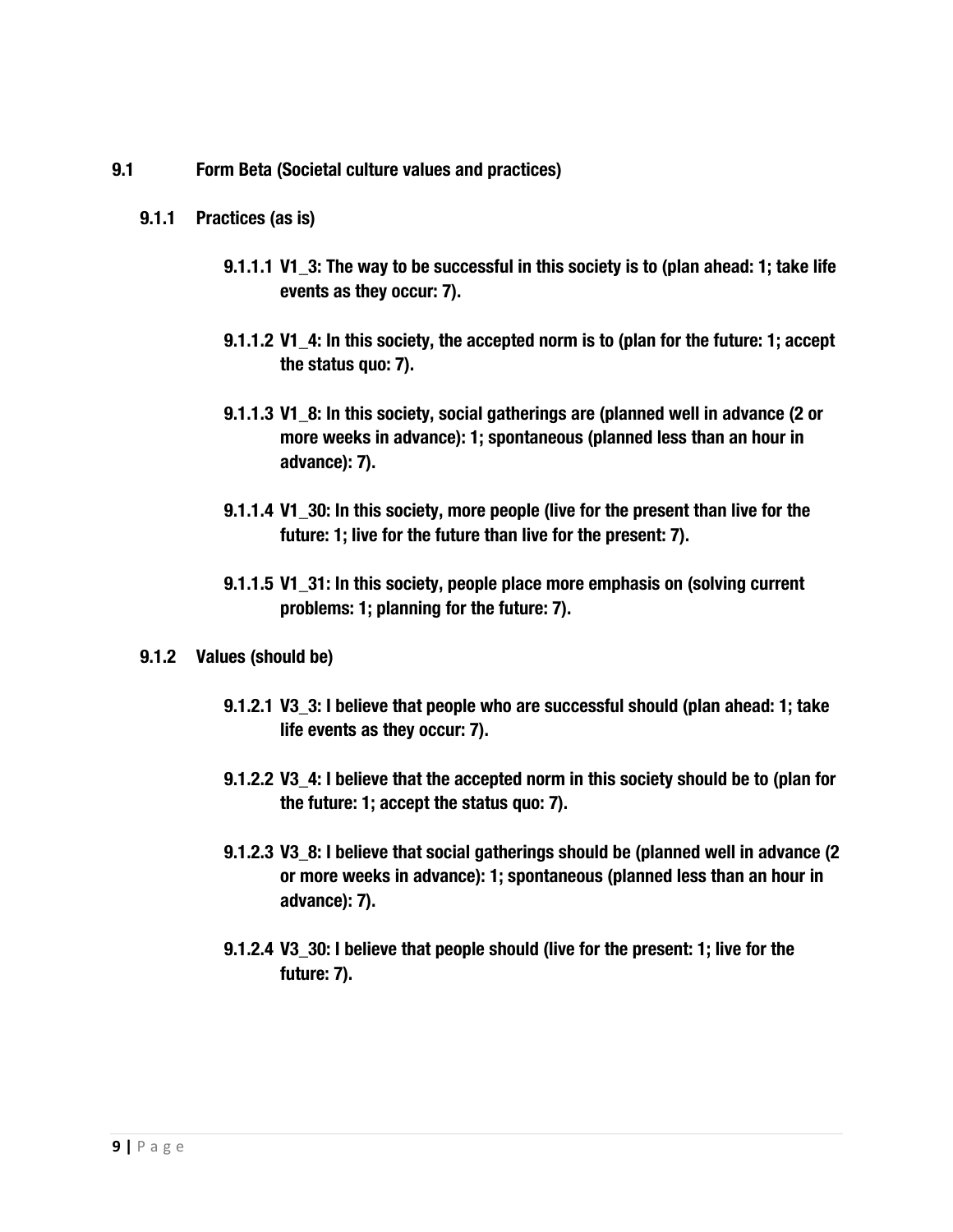## 9.1 Form Beta (Societal culture values and practices)

### 9.1.1 Practices (as is)

**9.1.1.1 V1_3: The way to be successful in this society is to (plan ahead: 1; take life events as they occur: 7).**

**9.1.1.2 V1_4: In this society, the accepted norm is to (plan for the future: 1; accept the status quo: 7).**

**9.1.1.3 V1_8: In this society, social gatherings are (planned well in advance (2 or more weeks in advance): 1; spontaneous (planned less than an hour in advance): 7).**

**9.1.1.4 V1_30: In this society, more people (live for the present than live for the future: 1; live for the future than live for the present: 7).**

**9.1.1.5 V1_31: In this society, people place more emphasis on (solving current problems: 1; planning for the future: 7).**

### 9.1.2 Values (should be)

**9.1.2.1 V3_3: I believe that people who are successful should (plan ahead: 1; take life events as they occur: 7).**

**9.1.2.2 V3_4: I believe that the accepted norm in this society should be to (plan for the future: 1; accept the status quo: 7).**

**9.1.2.3 V3_8: I believe that social gatherings should be (planned well in advance (2 or more weeks in advance): 1; spontaneous (planned less than an hour in advance): 7).**

**9.1.2.4 V3_30: I believe that people should (live for the present: 1; live for the future: 7).**